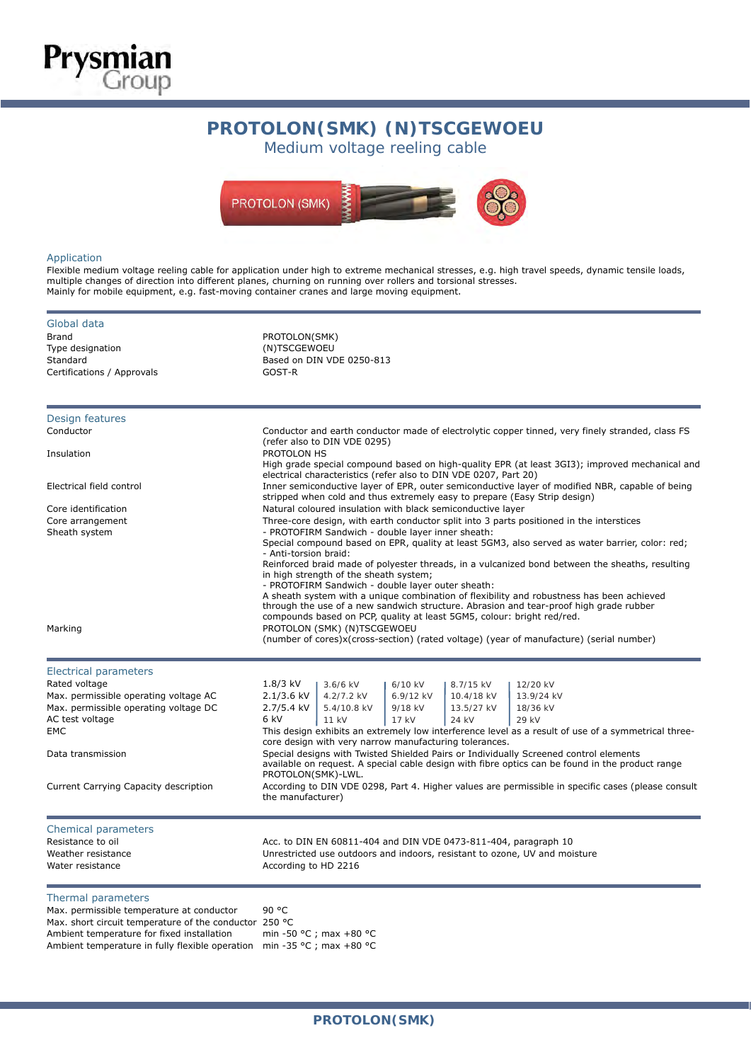# PROTOLON(SMK) (N)TSCGEWOEU

## Medium voltage reeling cable

### Application

Flexible medium voltage reeling cable for application under high to extreme mechanical stresses, e.g. high travel speeds, dynamic tensile loads, multiple changes of direction into different planes, churning on running over rollers and torsional stresses.
Mainly for mobile equipment, e.g. fast-moving container cranes and large moving equipment.

### Global data

| | |
|---|---|
| Brand | PROTOLON(SMK) |
| Type designation | (N)TSCGEWOEU |
| Standard | Based on DIN VDE 0250-813 |
| Certifications / Approvals | GOST-R |

### Design features

| | |
|---|---|
| Conductor | Conductor and earth conductor made of electrolytic copper tinned, very finely stranded, class FS (refer also to DIN VDE 0295) |
| Insulation | PROTOLON HS<br>High grade special compound based on high-quality EPR (at least 3GI3); improved mechanical and electrical characteristics (refer also to DIN VDE 0207, Part 20) |
| Electrical field control | Inner semiconductive layer of EPR, outer semiconductive layer of modified NBR, capable of being stripped when cold and thus extremely easy to prepare (Easy Strip design) |
| Core identification | Natural coloured insulation with black semiconductive layer |
| Core arrangement | Three-core design, with earth conductor split into 3 parts positioned in the interstices |
| Sheath system | - PROTOFIRM Sandwich - double layer inner sheath:<br>Special compound based on EPR, quality at least 5GM3, also served as water barrier, color: red;<br>- Anti-torsion braid:<br>Reinforced braid made of polyester threads, in a vulcanized bond between the sheaths, resulting in high strength of the sheath system;<br>- PROTOFIRM Sandwich - double layer outer sheath:<br>A sheath system with a unique combination of flexibility and robustness has been achieved through the use of a new sandwich structure. Abrasion and tear-proof high grade rubber compounds based on PCP, quality at least 5GM5, colour: bright red/red. |
| Marking | PROTOLON (SMK) (N)TSCGEWOEU<br>(number of cores)x(cross-section) (rated voltage) (year of manufacture) (serial number) |

### Electrical parameters

| | | | | | |
|---|---|---|---|---|---|
| Rated voltage | 1.8/3 kV | 3.6/6 kV | 6/10 kV | 8.7/15 kV | 12/20 kV |
| Max. permissible operating voltage AC | 2.1/3.6 kV | 4.2/7.2 kV | 6.9/12 kV | 10.4/18 kV | 13.9/24 kV |
| Max. permissible operating voltage DC | 2.7/5.4 kV | 5.4/10.8 kV | 9/18 kV | 13.5/27 kV | 18/36 kV |
| AC test voltage | 6 kV | 11 kV | 17 kV | 24 kV | 29 kV |

| | |
|---|---|
| EMC | This design exhibits an extremely low interference level as a result of use of a symmetrical three-core design with very narrow manufacturing tolerances. |
| Data transmission | Special designs with Twisted Shielded Pairs or Individually Screened control elements available on request. A special cable design with fibre optics can be found in the product range PROTOLON(SMK)-LWL. |
| Current Carrying Capacity description | According to DIN VDE 0298, Part 4. Higher values are permissible in specific cases (please consult the manufacturer) |

### Chemical parameters

| | |
|---|---|
| Resistance to oil | Acc. to DIN EN 60811-404 and DIN VDE 0473-811-404, paragraph 10 |
| Weather resistance | Unrestricted use outdoors and indoors, resistant to ozone, UV and moisture |
| Water resistance | According to HD 2216 |

### Thermal parameters

| | |
|---|---|
| Max. permissible temperature at conductor | 90 °C |
| Max. short circuit temperature of the conductor | 250 °C |
| Ambient temperature for fixed installation | min -50 °C ; max +80 °C |
| Ambient temperature in fully flexible operation | min -35 °C ; max +80 °C |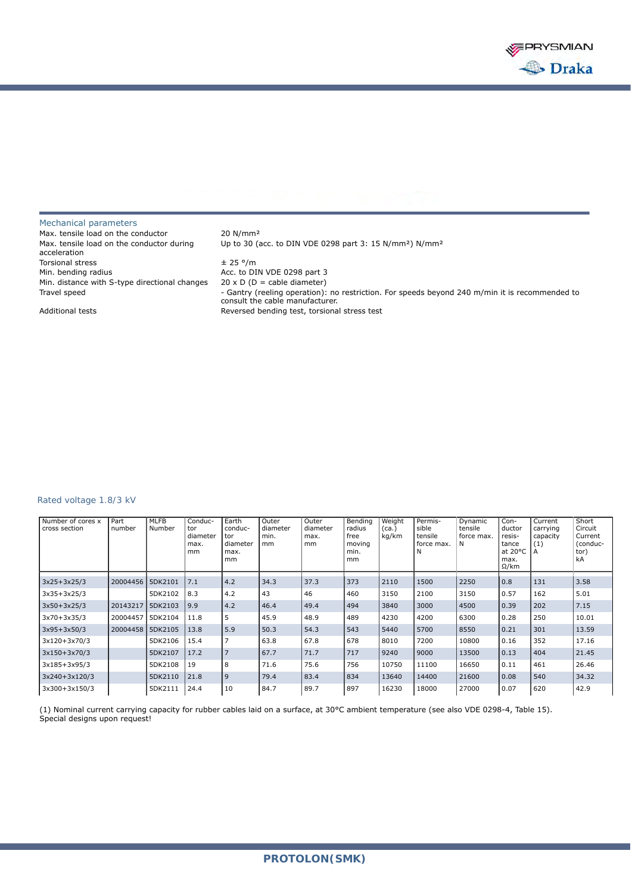## Mechanical parameters

| | |
|---|---|
| Max. tensile load on the conductor | 20 N/mm² |
| Max. tensile load on the conductor during acceleration | Up to 30 (acc. to DIN VDE 0298 part 3: 15 N/mm²) N/mm² |
| Torsional stress | ± 25 °/m |
| Min. bending radius | Acc. to DIN VDE 0298 part 3 |
| Min. distance with S-type directional changes | 20 x D (D = cable diameter) |
| Travel speed | - Gantry (reeling operation): no restriction. For speeds beyond 240 m/min it is recommended to consult the cable manufacturer. |
| Additional tests | Reversed bending test, torsional stress test |

## Rated voltage 1.8/3 kV

| Number of cores x cross section | Part number | MLFB Number | Conductor diameter max. mm | Earth conductor diameter max. mm | Outer diameter min. mm | Outer diameter max. mm | Bending radius free moving min. mm | Weight (ca.) kg/km | Permissible tensile force max. N | Dynamic tensile force max. N | Conductor resistance at 20°C max. Ω/km | Current carrying capacity (1) A | Short Circuit Current (conductor) kA |
|---|---|---|---|---|---|---|---|---|---|---|---|---|---|
| 3x25+3x25/3 | 20004456 | 5DK2101 | 7.1 | 4.2 | 34.3 | 37.3 | 373 | 2110 | 1500 | 2250 | 0.8 | 131 | 3.58 |
| 3x35+3x25/3 | | 5DK2102 | 8.3 | 4.2 | 43 | 46 | 460 | 3150 | 2100 | 3150 | 0.57 | 162 | 5.01 |
| 3x50+3x25/3 | 20143217 | 5DK2103 | 9.9 | 4.2 | 46.4 | 49.4 | 494 | 3840 | 3000 | 4500 | 0.39 | 202 | 7.15 |
| 3x70+3x35/3 | 20004457 | 5DK2104 | 11.8 | 5 | 45.9 | 48.9 | 489 | 4230 | 4200 | 6300 | 0.28 | 250 | 10.01 |
| 3x95+3x50/3 | 20004458 | 5DK2105 | 13.8 | 5.9 | 50.3 | 54.3 | 543 | 5440 | 5700 | 8550 | 0.21 | 301 | 13.59 |
| 3x120+3x70/3 | | 5DK2106 | 15.4 | 7 | 63.8 | 67.8 | 678 | 8010 | 7200 | 10800 | 0.16 | 352 | 17.16 |
| 3x150+3x70/3 | | 5DK2107 | 17.2 | 7 | 67.7 | 71.7 | 717 | 9240 | 9000 | 13500 | 0.13 | 404 | 21.45 |
| 3x185+3x95/3 | | 5DK2108 | 19 | 8 | 71.6 | 75.6 | 756 | 10750 | 11100 | 16650 | 0.11 | 461 | 26.46 |
| 3x240+3x120/3 | | 5DK2110 | 21.8 | 9 | 79.4 | 83.4 | 834 | 13640 | 14400 | 21600 | 0.08 | 540 | 34.32 |
| 3x300+3x150/3 | | 5DK2111 | 24.4 | 10 | 84.7 | 89.7 | 897 | 16230 | 18000 | 27000 | 0.07 | 620 | 42.9 |

(1) Nominal current carrying capacity for rubber cables laid on a surface, at 30°C ambient temperature (see also VDE 0298-4, Table 15).
Special designs upon request!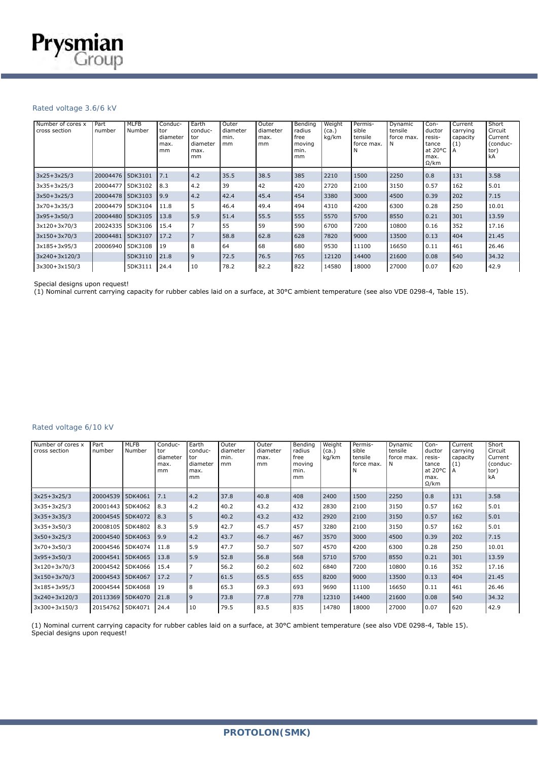## Rated voltage 3.6/6 kV

| Number of cores x cross section | Part number | MLFB Number | Conductor diameter max. mm | Earth conductor diameter max. mm | Outer diameter min. mm | Outer diameter max. mm | Bending radius free moving min. mm | Weight (ca.) kg/km | Permissible tensile force max. N | Dynamic tensile force max. N | Conductor resistance at 20°C max. Ω/km | Current carrying capacity (1) A | Short Circuit Current (conductor) kA |
|---|---|---|---|---|---|---|---|---|---|---|---|---|---|
| 3x25+3x25/3 | 20004476 | 5DK3101 | 7.1 | 4.2 | 35.5 | 38.5 | 385 | 2210 | 1500 | 2250 | 0.8 | 131 | 3.58 |
| 3x35+3x25/3 | 20004477 | 5DK3102 | 8.3 | 4.2 | 39 | 42 | 420 | 2720 | 2100 | 3150 | 0.57 | 162 | 5.01 |
| 3x50+3x25/3 | 20004478 | 5DK3103 | 9.9 | 4.2 | 42.4 | 45.4 | 454 | 3380 | 3000 | 4500 | 0.39 | 202 | 7.15 |
| 3x70+3x35/3 | 20004479 | 5DK3104 | 11.8 | 5 | 46.4 | 49.4 | 494 | 4310 | 4200 | 6300 | 0.28 | 250 | 10.01 |
| 3x95+3x50/3 | 20004480 | 5DK3105 | 13.8 | 5.9 | 51.4 | 55.5 | 555 | 5570 | 5700 | 8550 | 0.21 | 301 | 13.59 |
| 3x120+3x70/3 | 20024335 | 5DK3106 | 15.4 | 7 | 55 | 59 | 590 | 6700 | 7200 | 10800 | 0.16 | 352 | 17.16 |
| 3x150+3x70/3 | 20004481 | 5DK3107 | 17.2 | 7 | 58.8 | 62.8 | 628 | 7820 | 9000 | 13500 | 0.13 | 404 | 21.45 |
| 3x185+3x95/3 | 20006940 | 5DK3108 | 19 | 8 | 64 | 68 | 680 | 9530 | 11100 | 16650 | 0.11 | 461 | 26.46 |
| 3x240+3x120/3 | | 5DK3110 | 21.8 | 9 | 72.5 | 76.5 | 765 | 12120 | 14400 | 21600 | 0.08 | 540 | 34.32 |
| 3x300+3x150/3 | | 5DK3111 | 24.4 | 10 | 78.2 | 82.2 | 822 | 14580 | 18000 | 27000 | 0.07 | 620 | 42.9 |

Special designs upon request!
(1) Nominal current carrying capacity for rubber cables laid on a surface, at 30°C ambient temperature (see also VDE 0298-4, Table 15).

## Rated voltage 6/10 kV

| Number of cores x cross section | Part number | MLFB Number | Conductor diameter max. mm | Earth conductor diameter max. mm | Outer diameter min. mm | Outer diameter max. mm | Bending radius free moving min. mm | Weight (ca.) kg/km | Permissible tensile force max. N | Dynamic tensile force max. N | Conductor resistance at 20°C max. Ω/km | Current carrying capacity (1) A | Short Circuit Current (conductor) kA |
|---|---|---|---|---|---|---|---|---|---|---|---|---|---|
| 3x25+3x25/3 | 20004539 | 5DK4061 | 7.1 | 4.2 | 37.8 | 40.8 | 408 | 2400 | 1500 | 2250 | 0.8 | 131 | 3.58 |
| 3x35+3x25/3 | 20001443 | 5DK4062 | 8.3 | 4.2 | 40.2 | 43.2 | 432 | 2830 | 2100 | 3150 | 0.57 | 162 | 5.01 |
| 3x35+3x35/3 | 20004545 | 5DK4072 | 8.3 | 5 | 40.2 | 43.2 | 432 | 2920 | 2100 | 3150 | 0.57 | 162 | 5.01 |
| 3x35+3x50/3 | 20008105 | 5DK4802 | 8.3 | 5.9 | 42.7 | 45.7 | 457 | 3280 | 2100 | 3150 | 0.57 | 162 | 5.01 |
| 3x50+3x25/3 | 20004540 | 5DK4063 | 9.9 | 4.2 | 43.7 | 46.7 | 467 | 3570 | 3000 | 4500 | 0.39 | 202 | 7.15 |
| 3x70+3x50/3 | 20004546 | 5DK4074 | 11.8 | 5.9 | 47.7 | 50.7 | 507 | 4570 | 4200 | 6300 | 0.28 | 250 | 10.01 |
| 3x95+3x50/3 | 20004541 | 5DK4065 | 13.8 | 5.9 | 52.8 | 56.8 | 568 | 5710 | 5700 | 8550 | 0.21 | 301 | 13.59 |
| 3x120+3x70/3 | 20004542 | 5DK4066 | 15.4 | 7 | 56.2 | 60.2 | 602 | 6840 | 7200 | 10800 | 0.16 | 352 | 17.16 |
| 3x150+3x70/3 | 20004543 | 5DK4067 | 17.2 | 7 | 61.5 | 65.5 | 655 | 8200 | 9000 | 13500 | 0.13 | 404 | 21.45 |
| 3x185+3x95/3 | 20004544 | 5DK4068 | 19 | 8 | 65.3 | 69.3 | 693 | 9690 | 11100 | 16650 | 0.11 | 461 | 26.46 |
| 3x240+3x120/3 | 20113369 | 5DK4070 | 21.8 | 9 | 73.8 | 77.8 | 778 | 12310 | 14400 | 21600 | 0.08 | 540 | 34.32 |
| 3x300+3x150/3 | 20154762 | 5DK4071 | 24.4 | 10 | 79.5 | 83.5 | 835 | 14780 | 18000 | 27000 | 0.07 | 620 | 42.9 |

(1) Nominal current carrying capacity for rubber cables laid on a surface, at 30°C ambient temperature (see also VDE 0298-4, Table 15).
Special designs upon request!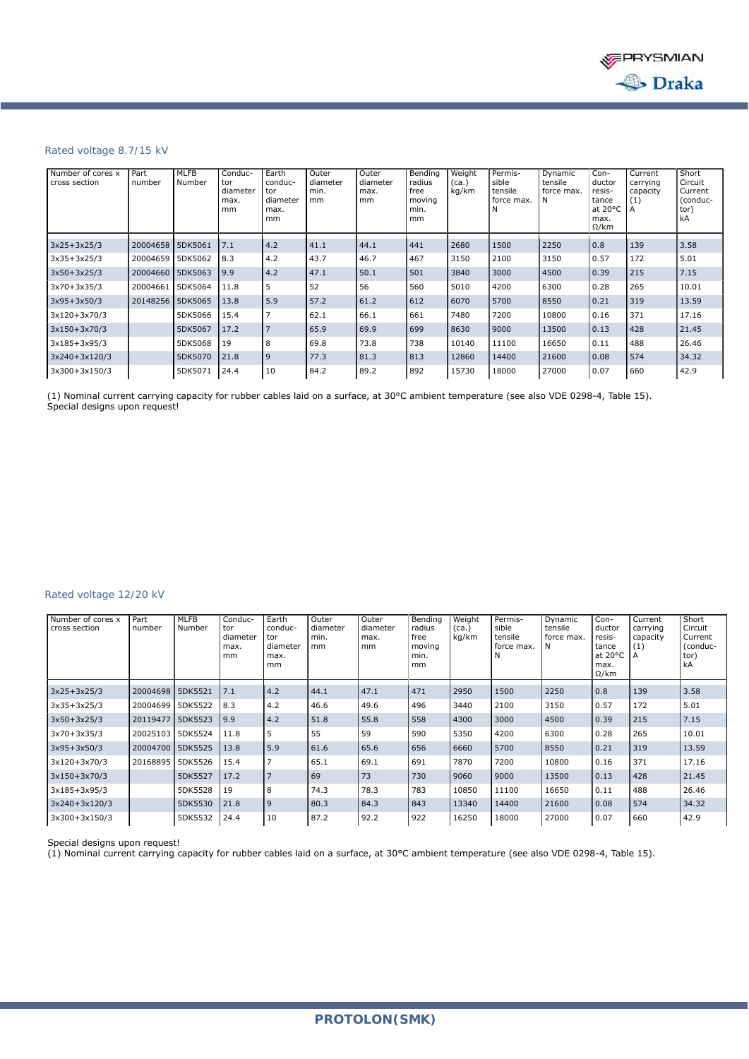## Rated voltage 8.7/15 kV

| Number of cores x cross section | Part number | MLFB Number | Conductor diameter max. mm | Earth conductor diameter max. mm | Outer diameter min. mm | Outer diameter max. mm | Bending radius free moving min. mm | Weight (ca.) kg/km | Permissible tensile force max. N | Dynamic tensile force max. N | Conductor resistance at 20°C max. Ω/km | Current carrying capacity (1) A | Short Circuit Current (conductor) kA |
|---|---|---|---|---|---|---|---|---|---|---|---|---|---|
| 3x25+3x25/3 | 20004658 | 5DK5061 | 7.1 | 4.2 | 41.1 | 44.1 | 441 | 2680 | 1500 | 2250 | 0.8 | 139 | 3.58 |
| 3x35+3x25/3 | 20004659 | 5DK5062 | 8.3 | 4.2 | 43.7 | 46.7 | 467 | 3150 | 2100 | 3150 | 0.57 | 172 | 5.01 |
| 3x50+3x25/3 | 20004660 | 5DK5063 | 9.9 | 4.2 | 47.1 | 50.1 | 501 | 3840 | 3000 | 4500 | 0.39 | 215 | 7.15 |
| 3x70+3x35/3 | 20004661 | 5DK5064 | 11.8 | 5 | 52 | 56 | 560 | 5010 | 4200 | 6300 | 0.28 | 265 | 10.01 |
| 3x95+3x50/3 | 20148256 | 5DK5065 | 13.8 | 5.9 | 57.2 | 61.2 | 612 | 6070 | 5700 | 8550 | 0.21 | 319 | 13.59 |
| 3x120+3x70/3 | | 5DK5066 | 15.4 | 7 | 62.1 | 66.1 | 661 | 7480 | 7200 | 10800 | 0.16 | 371 | 17.16 |
| 3x150+3x70/3 | | 5DK5067 | 17.2 | 7 | 65.9 | 69.9 | 699 | 8630 | 9000 | 13500 | 0.13 | 428 | 21.45 |
| 3x185+3x95/3 | | 5DK5068 | 19 | 8 | 69.8 | 73.8 | 738 | 10140 | 11100 | 16650 | 0.11 | 488 | 26.46 |
| 3x240+3x120/3 | | 5DK5070 | 21.8 | 9 | 77.3 | 81.3 | 813 | 12860 | 14400 | 21600 | 0.08 | 574 | 34.32 |
| 3x300+3x150/3 | | 5DK5071 | 24.4 | 10 | 84.2 | 89.2 | 892 | 15730 | 18000 | 27000 | 0.07 | 660 | 42.9 |

(1) Nominal current carrying capacity for rubber cables laid on a surface, at 30°C ambient temperature (see also VDE 0298-4, Table 15).
Special designs upon request!

## Rated voltage 12/20 kV

| Number of cores x cross section | Part number | MLFB Number | Conductor diameter max. mm | Earth conductor diameter max. mm | Outer diameter min. mm | Outer diameter max. mm | Bending radius free moving min. mm | Weight (ca.) kg/km | Permissible tensile force max. N | Dynamic tensile force max. N | Conductor resistance at 20°C max. Ω/km | Current carrying capacity (1) A | Short Circuit Current (conductor) kA |
|---|---|---|---|---|---|---|---|---|---|---|---|---|---|
| 3x25+3x25/3 | 20004698 | 5DK5521 | 7.1 | 4.2 | 44.1 | 47.1 | 471 | 2950 | 1500 | 2250 | 0.8 | 139 | 3.58 |
| 3x35+3x25/3 | 20004699 | 5DK5522 | 8.3 | 4.2 | 46.6 | 49.6 | 496 | 3440 | 2100 | 3150 | 0.57 | 172 | 5.01 |
| 3x50+3x25/3 | 20119477 | 5DK5523 | 9.9 | 4.2 | 51.8 | 55.8 | 558 | 4300 | 3000 | 4500 | 0.39 | 215 | 7.15 |
| 3x70+3x35/3 | 20025103 | 5DK5524 | 11.8 | 5 | 55 | 59 | 590 | 5350 | 4200 | 6300 | 0.28 | 265 | 10.01 |
| 3x95+3x50/3 | 20004700 | 5DK5525 | 13.8 | 5.9 | 61.6 | 65.6 | 656 | 6660 | 5700 | 8550 | 0.21 | 319 | 13.59 |
| 3x120+3x70/3 | 20168895 | 5DK5526 | 15.4 | 7 | 65.1 | 69.1 | 691 | 7870 | 7200 | 10800 | 0.16 | 371 | 17.16 |
| 3x150+3x70/3 | | 5DK5527 | 17.2 | 7 | 69 | 73 | 730 | 9060 | 9000 | 13500 | 0.13 | 428 | 21.45 |
| 3x185+3x95/3 | | 5DK5528 | 19 | 8 | 74.3 | 78.3 | 783 | 10850 | 11100 | 16650 | 0.11 | 488 | 26.46 |
| 3x240+3x120/3 | | 5DK5530 | 21.8 | 9 | 80.3 | 84.3 | 843 | 13340 | 14400 | 21600 | 0.08 | 574 | 34.32 |
| 3x300+3x150/3 | | 5DK5532 | 24.4 | 10 | 87.2 | 92.2 | 922 | 16250 | 18000 | 27000 | 0.07 | 660 | 42.9 |

Special designs upon request!
(1) Nominal current carrying capacity for rubber cables laid on a surface, at 30°C ambient temperature (see also VDE 0298-4, Table 15).